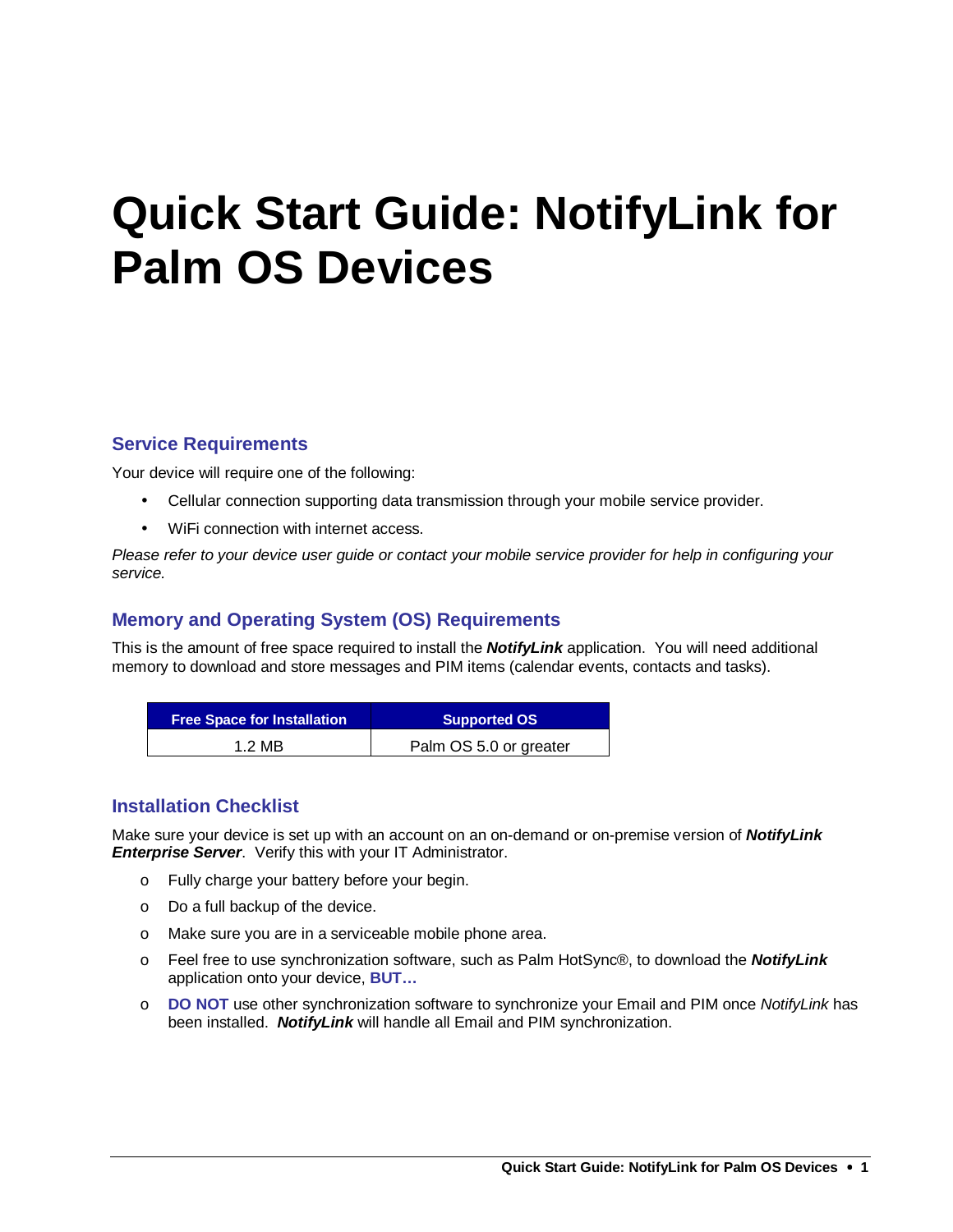# Quick Start Guide: NotifyLink for Palm OS Devices

## Service Requirements

Your device will require one of the following:

- Cellular connection supporting data transmission through your mobile service provider.
- WiFi connection with internet access.

*Please refer to your device user guide or contact your mobile service provider for help in configuring your service.*

## Memory and Operating System (OS) Requirements

This is the amount of free space required to install the ***NotifyLink*** application. You will need additional memory to download and store messages and PIM items (calendar events, contacts and tasks).

| Free Space for Installation | Supported OS |
|---|---|
| 1.2 MB | Palm OS 5.0 or greater |

## Installation Checklist

Make sure your device is set up with an account on an on-demand or on-premise version of ***NotifyLink Enterprise Server***. Verify this with your IT Administrator.

- Fully charge your battery before your begin.
- Do a full backup of the device.
- Make sure you are in a serviceable mobile phone area.
- Feel free to use synchronization software, such as Palm HotSync®, to download the ***NotifyLink*** application onto your device, **BUT…**
- **DO NOT** use other synchronization software to synchronize your Email and PIM once *NotifyLink* has been installed. ***NotifyLink*** will handle all Email and PIM synchronization.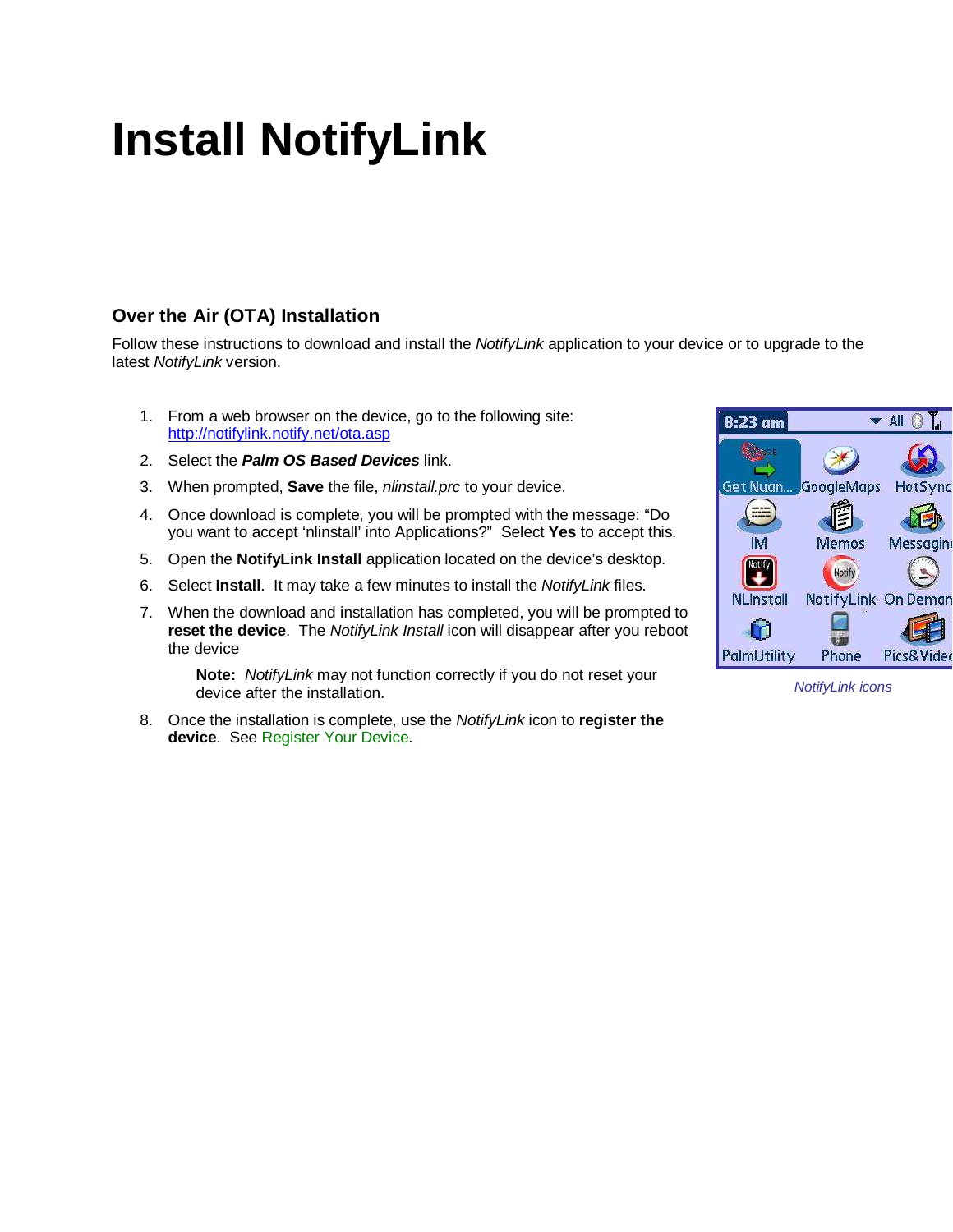# Install NotifyLink

## Over the Air (OTA) Installation

Follow these instructions to download and install the *NotifyLink* application to your device or to upgrade to the latest *NotifyLink* version.

1. From a web browser on the device, go to the following site: http://notifylink.notify.net/ota.asp
2. Select the ***Palm OS Based Devices*** link.
3. When prompted, **Save** the file, *nlinstall.prc* to your device.
4. Once download is complete, you will be prompted with the message: "Do you want to accept 'nlinstall' into Applications?" Select **Yes** to accept this.
5. Open the **NotifyLink Install** application located on the device's desktop.
6. Select **Install**. It may take a few minutes to install the *NotifyLink* files.
7. When the download and installation has completed, you will be prompted to **reset the device**. The *NotifyLink Install* icon will disappear after you reboot the device

   **Note:** *NotifyLink* may not function correctly if you do not reset your device after the installation.

8. Once the installation is complete, use the *NotifyLink* icon to **register the device**. See Register Your Device.

*NotifyLink icons*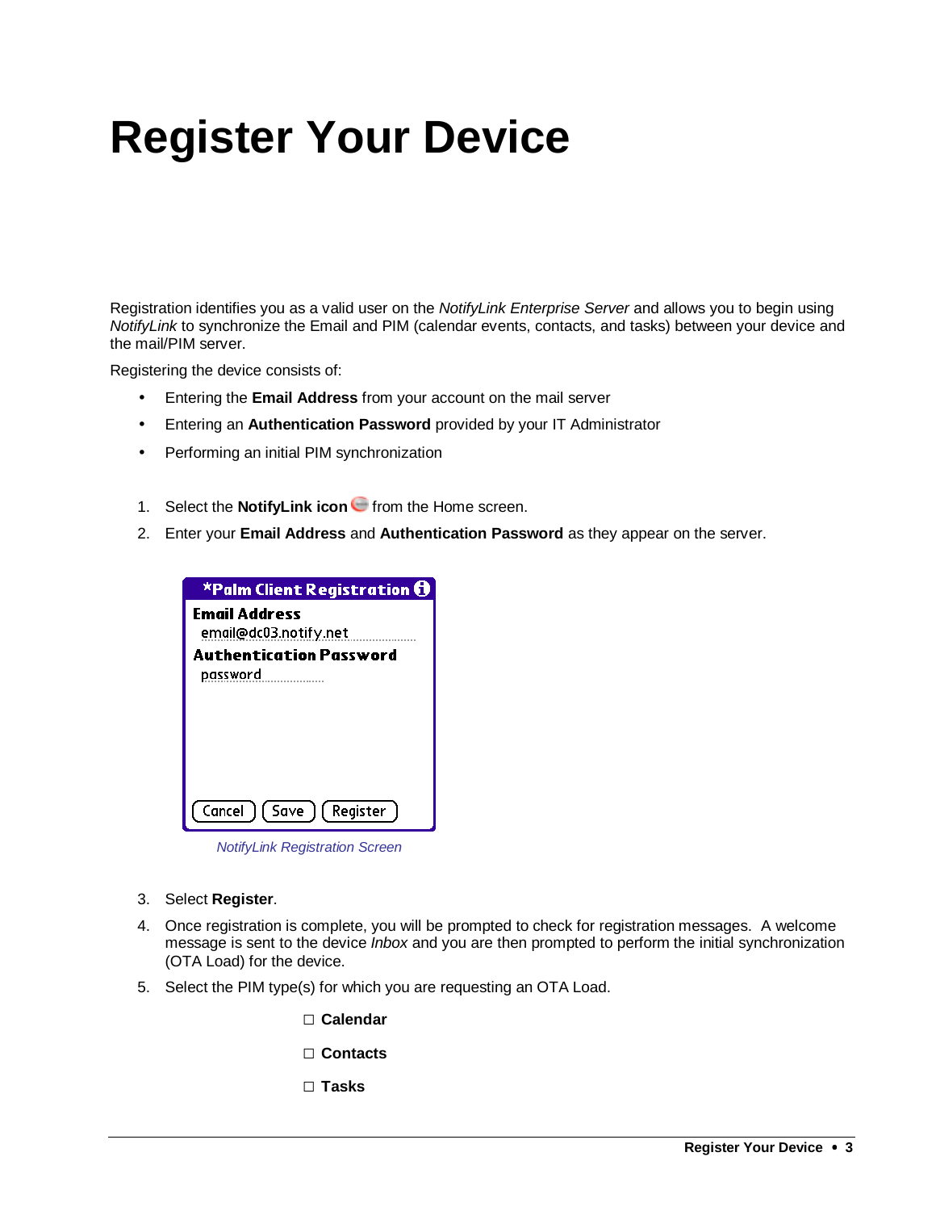# Register Your Device

Registration identifies you as a valid user on the *NotifyLink Enterprise Server* and allows you to begin using *NotifyLink* to synchronize the Email and PIM (calendar events, contacts, and tasks) between your device and the mail/PIM server.

Registering the device consists of:

- Entering the **Email Address** from your account on the mail server
- Entering an **Authentication Password** provided by your IT Administrator
- Performing an initial PIM synchronization

1. Select the **NotifyLink icon** from the Home screen.
2. Enter your **Email Address** and **Authentication Password** as they appear on the server.

*NotifyLink Registration Screen*

3. Select **Register**.
4. Once registration is complete, you will be prompted to check for registration messages. A welcome message is sent to the device *Inbox* and you are then prompted to perform the initial synchronization (OTA Load) for the device.
5. Select the PIM type(s) for which you are requesting an OTA Load.

   ☐ **Calendar**

   ☐ **Contacts**

   ☐ **Tasks**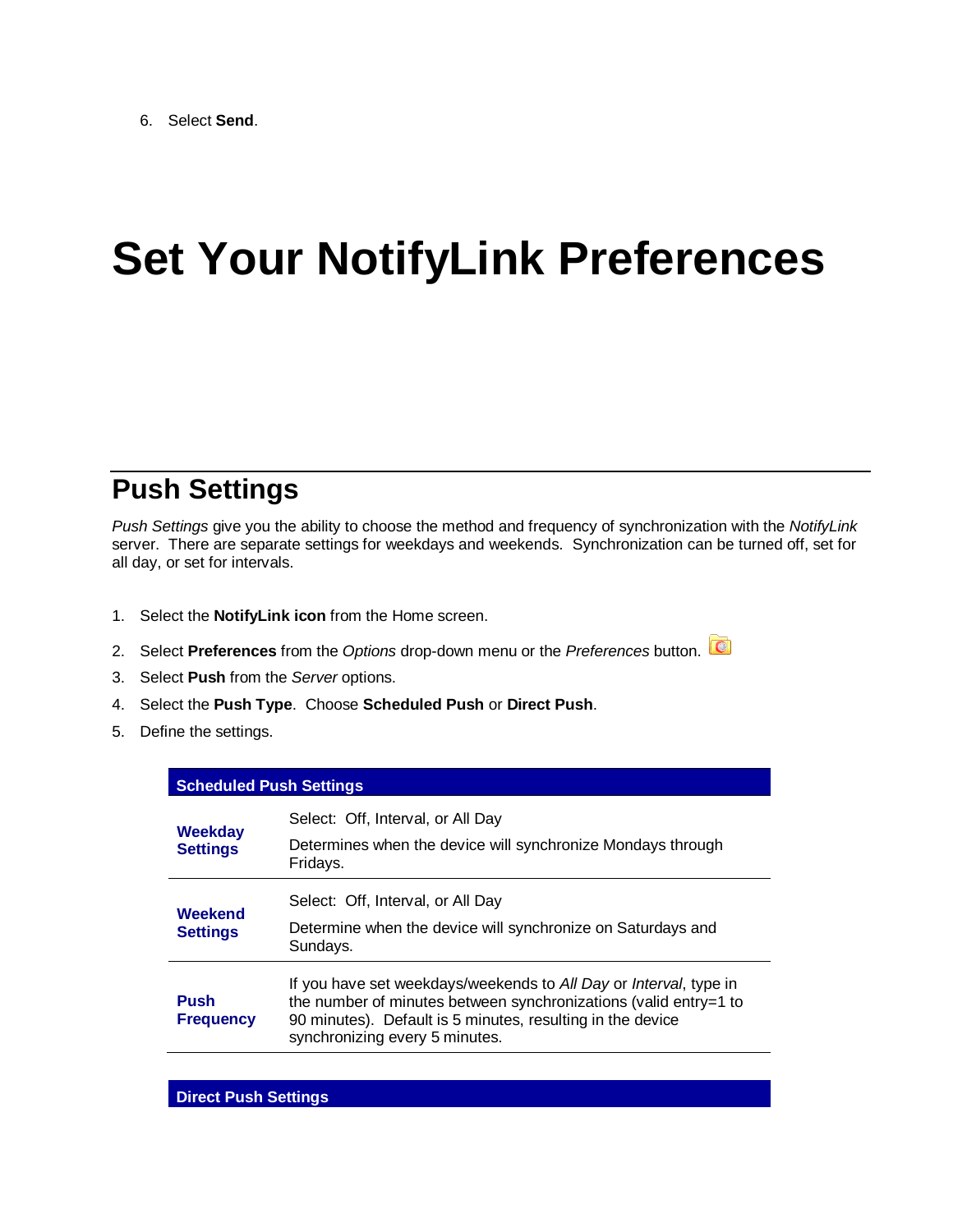6. Select **Send**.

# Set Your NotifyLink Preferences

## Push Settings

*Push Settings* give you the ability to choose the method and frequency of synchronization with the *NotifyLink* server. There are separate settings for weekdays and weekends. Synchronization can be turned off, set for all day, or set for intervals.

1. Select the **NotifyLink icon** from the Home screen.
2. Select **Preferences** from the *Options* drop-down menu or the *Preferences* button.
3. Select **Push** from the *Server* options.
4. Select the **Push Type**. Choose **Scheduled Push** or **Direct Push**.
5. Define the settings.

| Scheduled Push Settings | |
|---|---|
| **Weekday Settings** | Select: Off, Interval, or All Day<br><br>Determines when the device will synchronize Mondays through Fridays. |
| **Weekend Settings** | Select: Off, Interval, or All Day<br><br>Determine when the device will synchronize on Saturdays and Sundays. |
| **Push Frequency** | If you have set weekdays/weekends to *All Day* or *Interval*, type in the number of minutes between synchronizations (valid entry=1 to 90 minutes). Default is 5 minutes, resulting in the device synchronizing every 5 minutes. |

| Direct Push Settings |
|---|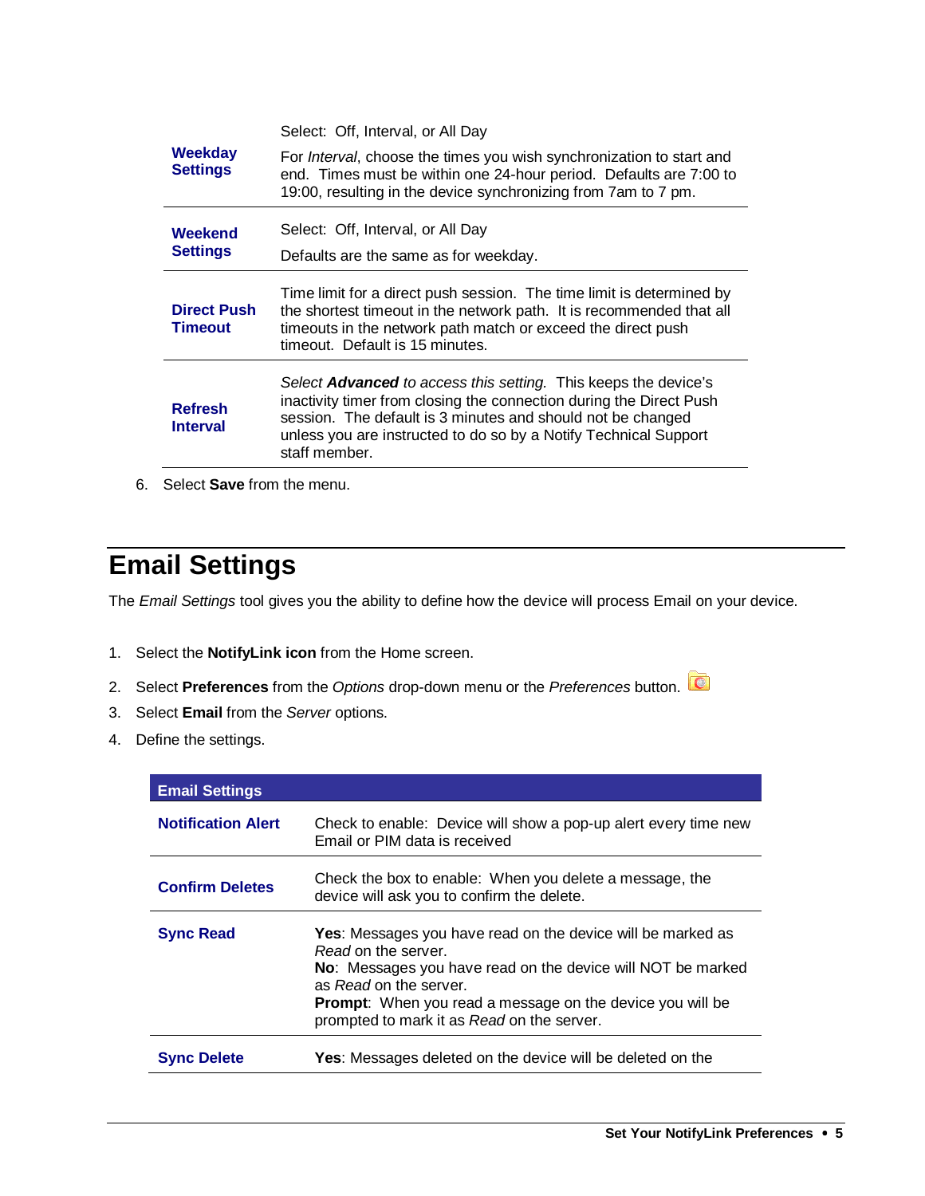| | |
|---|---|
| **Weekday Settings** | Select: Off, Interval, or All Day<br>For *Interval*, choose the times you wish synchronization to start and end. Times must be within one 24-hour period. Defaults are 7:00 to 19:00, resulting in the device synchronizing from 7am to 7 pm. |
| **Weekend Settings** | Select: Off, Interval, or All Day<br>Defaults are the same as for weekday. |
| **Direct Push Timeout** | Time limit for a direct push session. The time limit is determined by the shortest timeout in the network path. It is recommended that all timeouts in the network path match or exceed the direct push timeout. Default is 15 minutes. |
| **Refresh Interval** | *Select **Advanced** to access this setting.* This keeps the device's inactivity timer from closing the connection during the Direct Push session. The default is 3 minutes and should not be changed unless you are instructed to do so by a Notify Technical Support staff member. |

6. Select **Save** from the menu.

# Email Settings

The *Email Settings* tool gives you the ability to define how the device will process Email on your device.

1. Select the **NotifyLink icon** from the Home screen.
2. Select **Preferences** from the *Options* drop-down menu or the *Preferences* button.
3. Select **Email** from the *Server* options.
4. Define the settings.

| Email Settings | |
|---|---|
| **Notification Alert** | Check to enable: Device will show a pop-up alert every time new Email or PIM data is received |
| **Confirm Deletes** | Check the box to enable: When you delete a message, the device will ask you to confirm the delete. |
| **Sync Read** | **Yes**: Messages you have read on the device will be marked as *Read* on the server.<br>**No**: Messages you have read on the device will NOT be marked as *Read* on the server.<br>**Prompt**: When you read a message on the device you will be prompted to mark it as *Read* on the server. |
| **Sync Delete** | **Yes**: Messages deleted on the device will be deleted on the |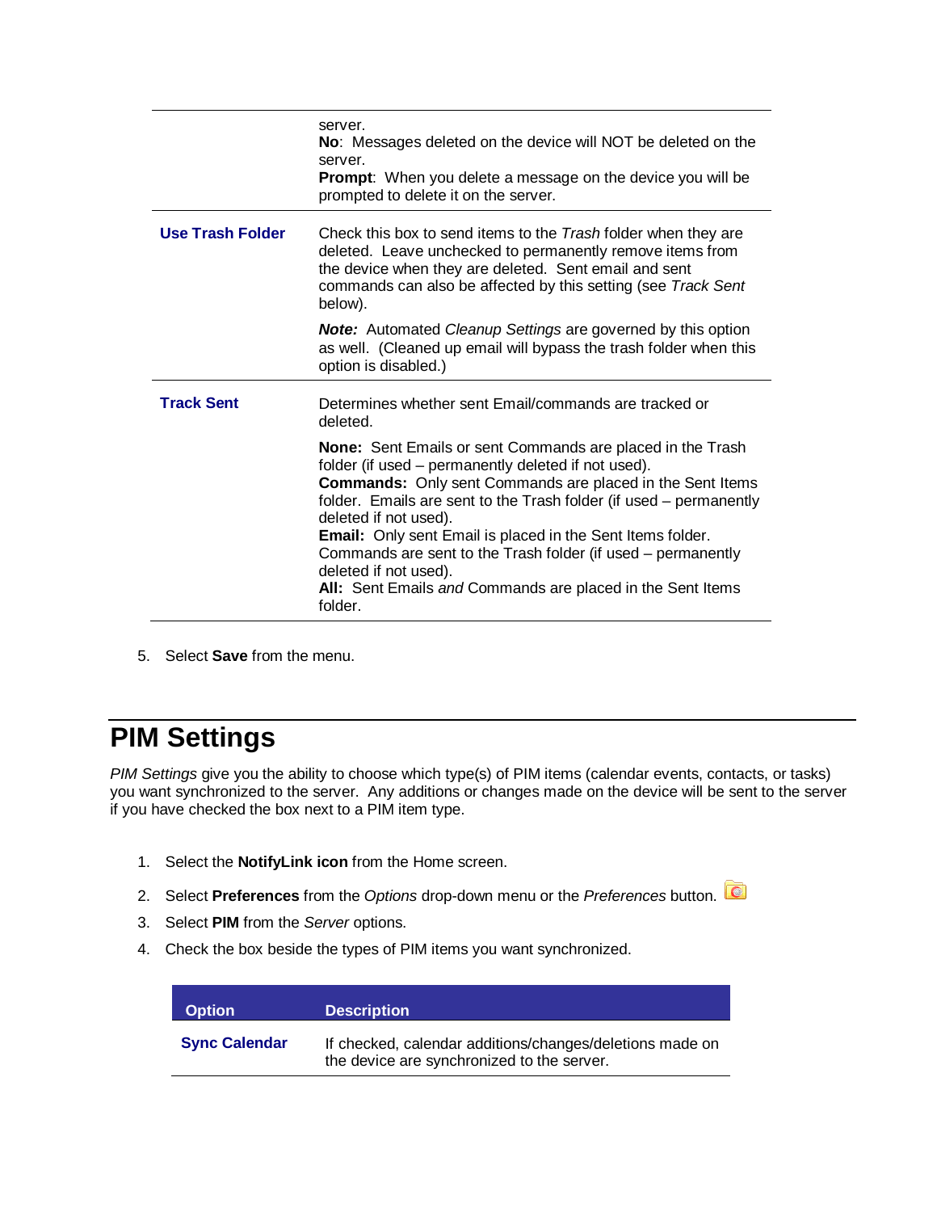| | |
|---|---|
| | server.<br>**No**: Messages deleted on the device will NOT be deleted on the server.<br>**Prompt**: When you delete a message on the device you will be prompted to delete it on the server. |
| **Use Trash Folder** | Check this box to send items to the *Trash* folder when they are deleted. Leave unchecked to permanently remove items from the device when they are deleted. Sent email and sent commands can also be affected by this setting (see *Track Sent* below).<br><br>***Note:*** Automated *Cleanup Settings* are governed by this option as well. (Cleaned up email will bypass the trash folder when this option is disabled.) |
| **Track Sent** | Determines whether sent Email/commands are tracked or deleted.<br><br>**None:** Sent Emails or sent Commands are placed in the Trash folder (if used – permanently deleted if not used).<br>**Commands:** Only sent Commands are placed in the Sent Items folder. Emails are sent to the Trash folder (if used – permanently deleted if not used).<br>**Email:** Only sent Email is placed in the Sent Items folder. Commands are sent to the Trash folder (if used – permanently deleted if not used).<br>**All:** Sent Emails *and* Commands are placed in the Sent Items folder. |

5. Select **Save** from the menu.

# PIM Settings

*PIM Settings* give you the ability to choose which type(s) of PIM items (calendar events, contacts, or tasks) you want synchronized to the server. Any additions or changes made on the device will be sent to the server if you have checked the box next to a PIM item type.

1. Select the **NotifyLink icon** from the Home screen.
2. Select **Preferences** from the *Options* drop-down menu or the *Preferences* button.
3. Select **PIM** from the *Server* options.
4. Check the box beside the types of PIM items you want synchronized.

| Option | Description |
|---|---|
| **Sync Calendar** | If checked, calendar additions/changes/deletions made on the device are synchronized to the server. |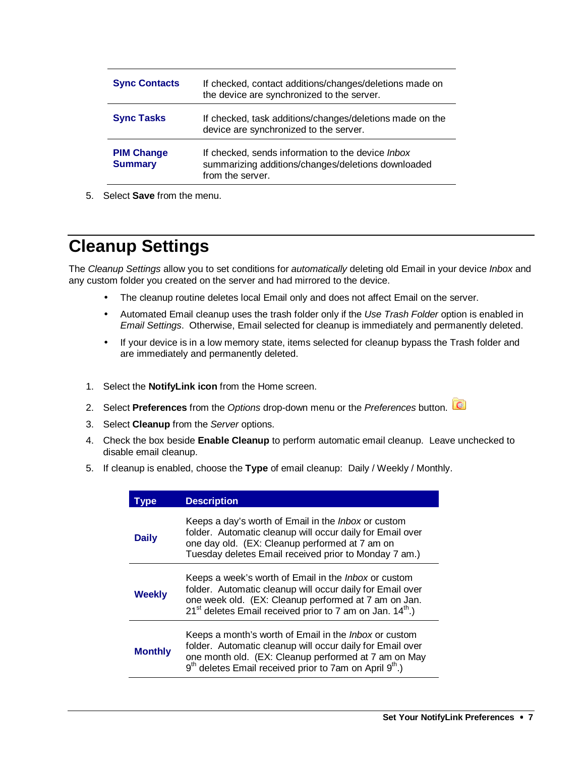| | |
|---|---|
| **Sync Contacts** | If checked, contact additions/changes/deletions made on the device are synchronized to the server. |
| **Sync Tasks** | If checked, task additions/changes/deletions made on the device are synchronized to the server. |
| **PIM Change Summary** | If checked, sends information to the device *Inbox* summarizing additions/changes/deletions downloaded from the server. |

5. Select **Save** from the menu.

# Cleanup Settings

The *Cleanup Settings* allow you to set conditions for *automatically* deleting old Email in your device *Inbox* and any custom folder you created on the server and had mirrored to the device.

- The cleanup routine deletes local Email only and does not affect Email on the server.
- Automated Email cleanup uses the trash folder only if the *Use Trash Folder* option is enabled in *Email Settings*. Otherwise, Email selected for cleanup is immediately and permanently deleted.
- If your device is in a low memory state, items selected for cleanup bypass the Trash folder and are immediately and permanently deleted.

1. Select the **NotifyLink icon** from the Home screen.
2. Select **Preferences** from the *Options* drop-down menu or the *Preferences* button.
3. Select **Cleanup** from the *Server* options.
4. Check the box beside **Enable Cleanup** to perform automatic email cleanup. Leave unchecked to disable email cleanup.
5. If cleanup is enabled, choose the **Type** of email cleanup: Daily / Weekly / Monthly.

| Type | Description |
|---|---|
| **Daily** | Keeps a day's worth of Email in the *Inbox* or custom folder. Automatic cleanup will occur daily for Email over one day old. (EX: Cleanup performed at 7 am on Tuesday deletes Email received prior to Monday 7 am.) |
| **Weekly** | Keeps a week's worth of Email in the *Inbox* or custom folder. Automatic cleanup will occur daily for Email over one week old. (EX: Cleanup performed at 7 am on Jan. 21st deletes Email received prior to 7 am on Jan. 14th.) |
| **Monthly** | Keeps a month's worth of Email in the *Inbox* or custom folder. Automatic cleanup will occur daily for Email over one month old. (EX: Cleanup performed at 7 am on May 9th deletes Email received prior to 7am on April 9th.) |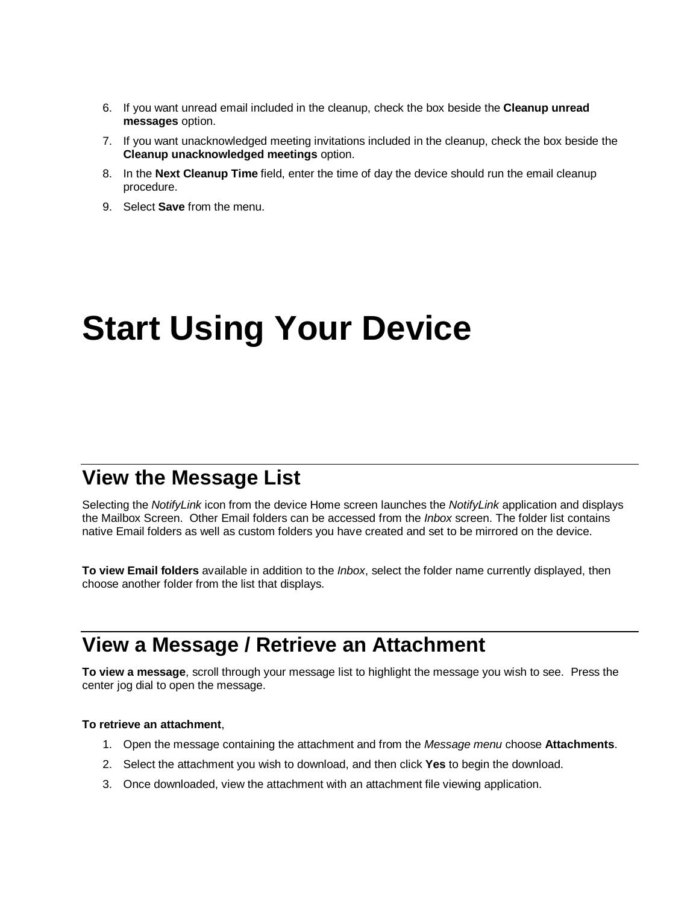6. If you want unread email included in the cleanup, check the box beside the **Cleanup unread messages** option.
7. If you want unacknowledged meeting invitations included in the cleanup, check the box beside the **Cleanup unacknowledged meetings** option.
8. In the **Next Cleanup Time** field, enter the time of day the device should run the email cleanup procedure.
9. Select **Save** from the menu.

# Start Using Your Device

## View the Message List

Selecting the *NotifyLink* icon from the device Home screen launches the *NotifyLink* application and displays the Mailbox Screen. Other Email folders can be accessed from the *Inbox* screen. The folder list contains native Email folders as well as custom folders you have created and set to be mirrored on the device.

**To view Email folders** available in addition to the *Inbox*, select the folder name currently displayed, then choose another folder from the list that displays.

## View a Message / Retrieve an Attachment

**To view a message**, scroll through your message list to highlight the message you wish to see. Press the center jog dial to open the message.

**To retrieve an attachment**,

1. Open the message containing the attachment and from the *Message menu* choose **Attachments**.
2. Select the attachment you wish to download, and then click **Yes** to begin the download.
3. Once downloaded, view the attachment with an attachment file viewing application.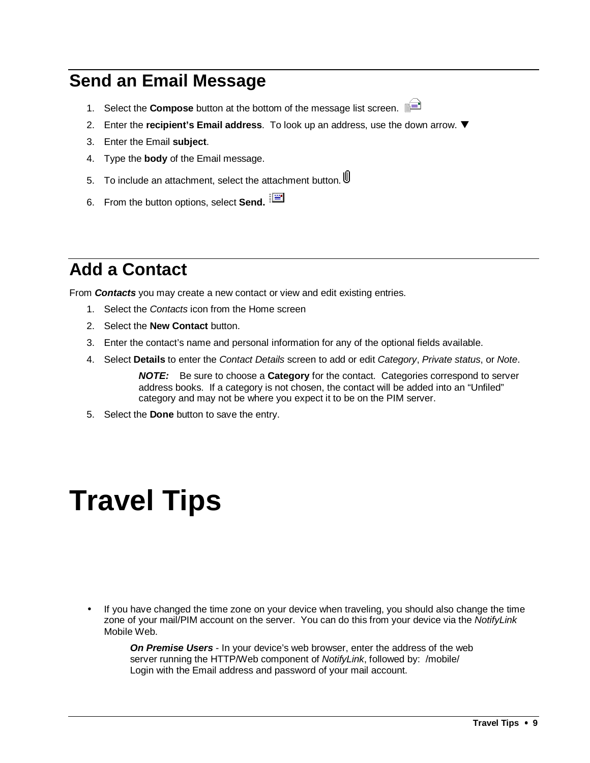## Send an Email Message

1. Select the **Compose** button at the bottom of the message list screen.
2. Enter the **recipient's Email address**. To look up an address, use the down arrow. ▼
3. Enter the Email **subject**.
4. Type the **body** of the Email message.
5. To include an attachment, select the attachment button.
6. From the button options, select **Send.**

## Add a Contact

From ***Contacts*** you may create a new contact or view and edit existing entries.

1. Select the *Contacts* icon from the Home screen
2. Select the **New Contact** button.
3. Enter the contact's name and personal information for any of the optional fields available.
4. Select **Details** to enter the *Contact Details* screen to add or edit *Category*, *Private status*, or *Note*.

   ***NOTE:*** Be sure to choose a **Category** for the contact. Categories correspond to server address books. If a category is not chosen, the contact will be added into an "Unfiled" category and may not be where you expect it to be on the PIM server.

5. Select the **Done** button to save the entry.

# Travel Tips

- If you have changed the time zone on your device when traveling, you should also change the time zone of your mail/PIM account on the server. You can do this from your device via the *NotifyLink* Mobile Web.

  ***On Premise Users*** - In your device's web browser, enter the address of the web server running the HTTP/Web component of *NotifyLink*, followed by: /mobile/ Login with the Email address and password of your mail account.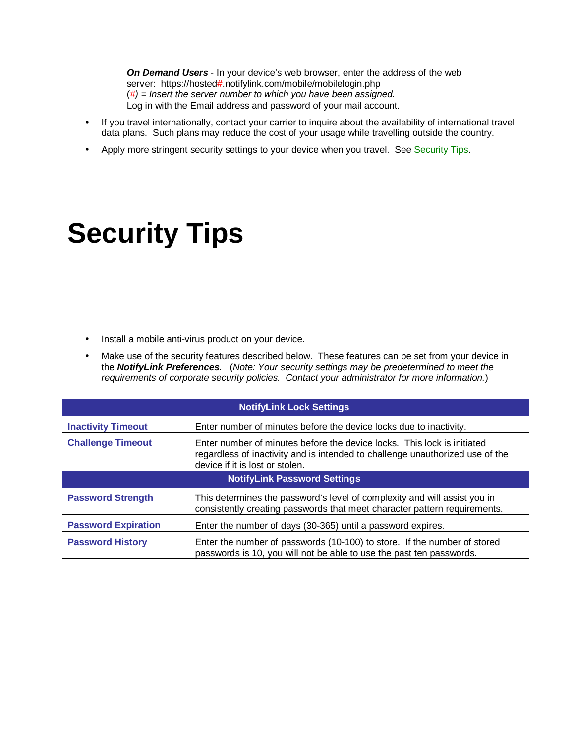***On Demand Users*** - In your device's web browser, enter the address of the web server: https://hosted#.notifylink.com/mobile/mobilelogin.php
(#) = *Insert the server number to which you have been assigned.*
Log in with the Email address and password of your mail account.

- If you travel internationally, contact your carrier to inquire about the availability of international travel data plans. Such plans may reduce the cost of your usage while travelling outside the country.
- Apply more stringent security settings to your device when you travel. See Security Tips.

# Security Tips

- Install a mobile anti-virus product on your device.
- Make use of the security features described below. These features can be set from your device in the ***NotifyLink Preferences***. (*Note: Your security settings may be predetermined to meet the requirements of corporate security policies. Contact your administrator for more information.*)

| NotifyLink Lock Settings | |
|---|---|
| **Inactivity Timeout** | Enter number of minutes before the device locks due to inactivity. |
| **Challenge Timeout** | Enter number of minutes before the device locks. This lock is initiated regardless of inactivity and is intended to challenge unauthorized use of the device if it is lost or stolen. |
| **NotifyLink Password Settings** | |
| **Password Strength** | This determines the password's level of complexity and will assist you in consistently creating passwords that meet character pattern requirements. |
| **Password Expiration** | Enter the number of days (30-365) until a password expires. |
| **Password History** | Enter the number of passwords (10-100) to store. If the number of stored passwords is 10, you will not be able to use the past ten passwords. |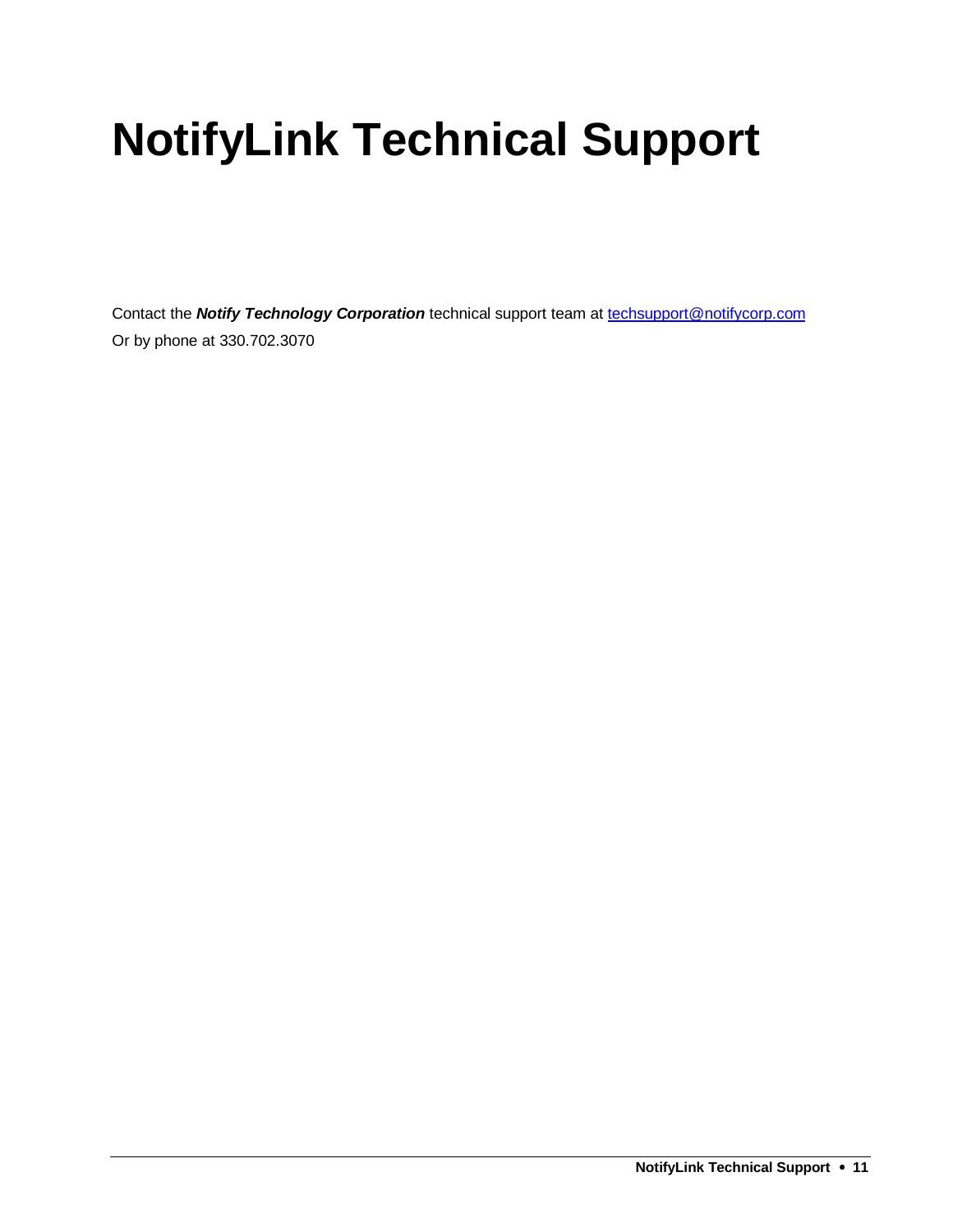# NotifyLink Technical Support

Contact the ***Notify Technology Corporation*** technical support team at [techsupport@notifycorp.com](mailto:techsupport@notifycorp.com)
Or by phone at 330.702.3070